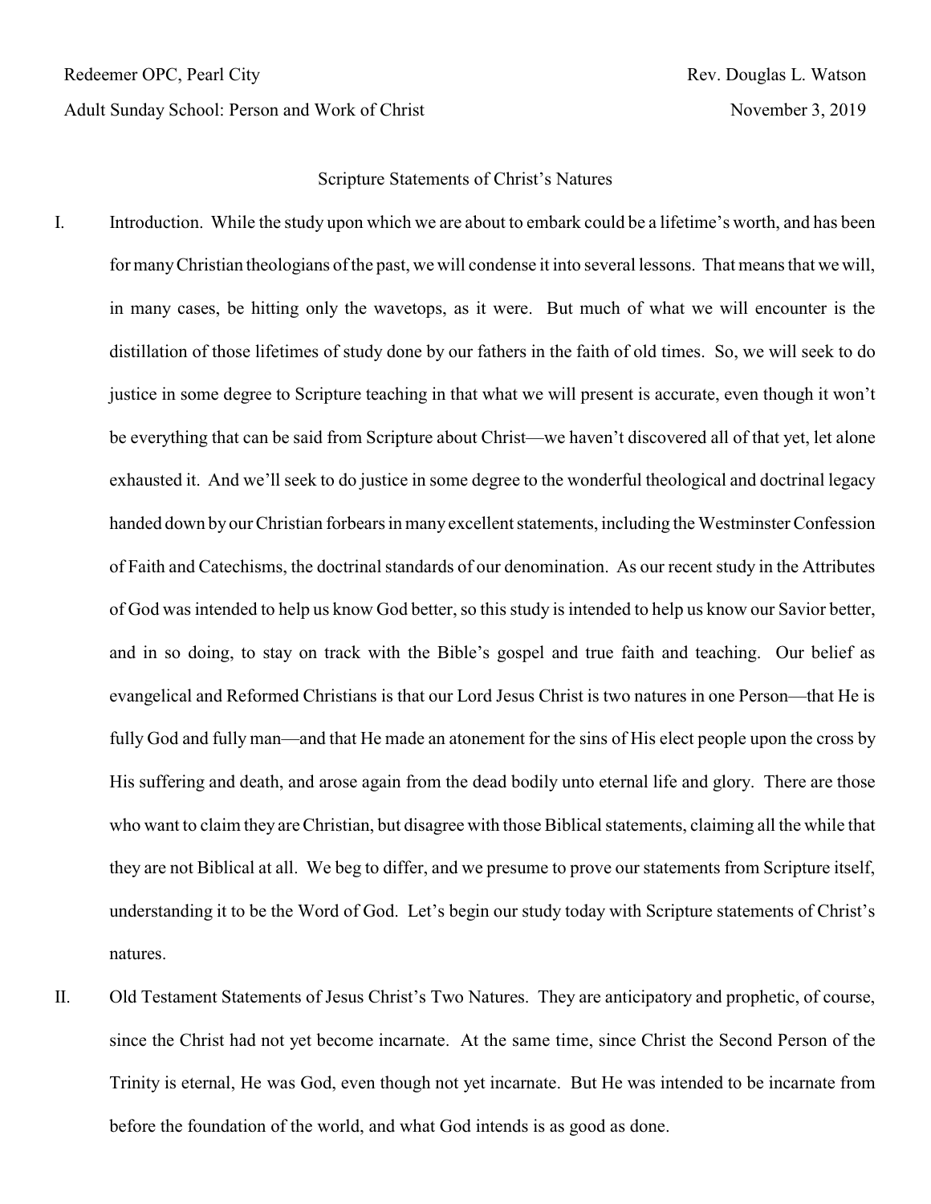Redeemer OPC, Pearl City | Rev. Douglas L. Watson

Adult Sunday School: Person and Work of Christ | November 3, 2019

# Scripture Statements of Christ's Natures

I. Introduction. While the study upon which we are about to embark could be a lifetime's worth, and has been for many Christian theologians of the past, we will condense it into several lessons. That means that we will, in many cases, be hitting only the wavetops, as it were. But much of what we will encounter is the distillation of those lifetimes of study done by our fathers in the faith of old times. So, we will seek to do justice in some degree to Scripture teaching in that what we will present is accurate, even though it won't be everything that can be said from Scripture about Christ—we haven't discovered all of that yet, let alone exhausted it. And we'll seek to do justice in some degree to the wonderful theological and doctrinal legacy handed down by our Christian forbears in many excellent statements, including the Westminster Confession of Faith and Catechisms, the doctrinal standards of our denomination. As our recent study in the Attributes of God was intended to help us know God better, so this study is intended to help us know our Savior better, and in so doing, to stay on track with the Bible's gospel and true faith and teaching. Our belief as evangelical and Reformed Christians is that our Lord Jesus Christ is two natures in one Person—that He is fully God and fully man—and that He made an atonement for the sins of His elect people upon the cross by His suffering and death, and arose again from the dead bodily unto eternal life and glory. There are those who want to claim they are Christian, but disagree with those Biblical statements, claiming all the while that they are not Biblical at all. We beg to differ, and we presume to prove our statements from Scripture itself, understanding it to be the Word of God. Let's begin our study today with Scripture statements of Christ's natures.

II. Old Testament Statements of Jesus Christ's Two Natures. They are anticipatory and prophetic, of course, since the Christ had not yet become incarnate. At the same time, since Christ the Second Person of the Trinity is eternal, He was God, even though not yet incarnate. But He was intended to be incarnate from before the foundation of the world, and what God intends is as good as done.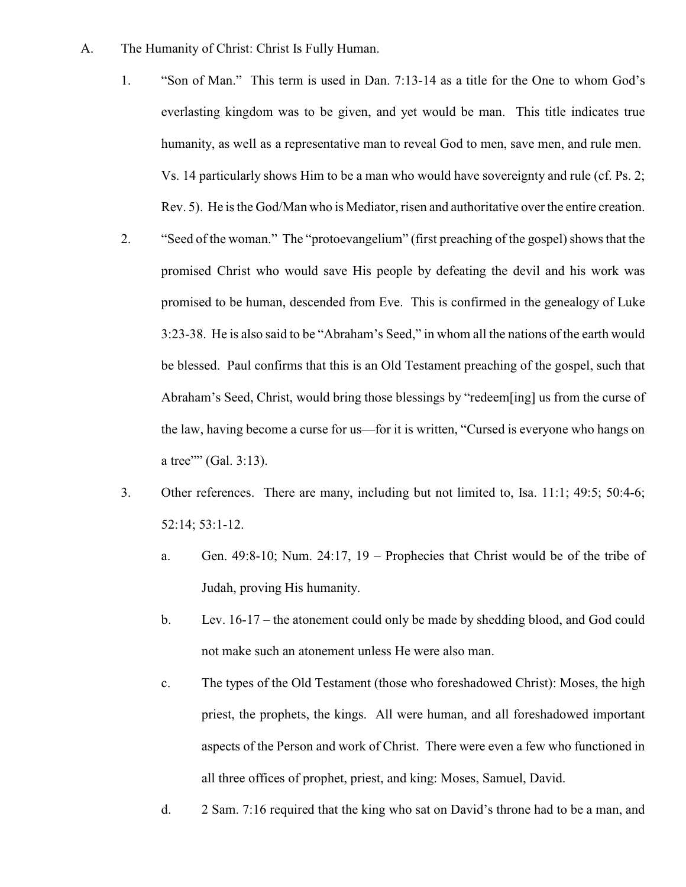A. The Humanity of Christ: Christ Is Fully Human.

1. "Son of Man." This term is used in Dan. 7:13-14 as a title for the One to whom God's everlasting kingdom was to be given, and yet would be man. This title indicates true humanity, as well as a representative man to reveal God to men, save men, and rule men. Vs. 14 particularly shows Him to be a man who would have sovereignty and rule (cf. Ps. 2; Rev. 5). He is the God/Man who is Mediator, risen and authoritative over the entire creation.

2. "Seed of the woman." The "protoevangelium" (first preaching of the gospel) shows that the promised Christ who would save His people by defeating the devil and his work was promised to be human, descended from Eve. This is confirmed in the genealogy of Luke 3:23-38. He is also said to be "Abraham's Seed," in whom all the nations of the earth would be blessed. Paul confirms that this is an Old Testament preaching of the gospel, such that Abraham's Seed, Christ, would bring those blessings by "redeem[ing] us from the curse of the law, having become a curse for us—for it is written, "Cursed is everyone who hangs on a tree"" (Gal. 3:13).

3. Other references. There are many, including but not limited to, Isa. 11:1; 49:5; 50:4-6; 52:14; 53:1-12.

   a. Gen. 49:8-10; Num. 24:17, 19 – Prophecies that Christ would be of the tribe of Judah, proving His humanity.

   b. Lev. 16-17 – the atonement could only be made by shedding blood, and God could not make such an atonement unless He were also man.

   c. The types of the Old Testament (those who foreshadowed Christ): Moses, the high priest, the prophets, the kings. All were human, and all foreshadowed important aspects of the Person and work of Christ. There were even a few who functioned in all three offices of prophet, priest, and king: Moses, Samuel, David.

   d. 2 Sam. 7:16 required that the king who sat on David's throne had to be a man, and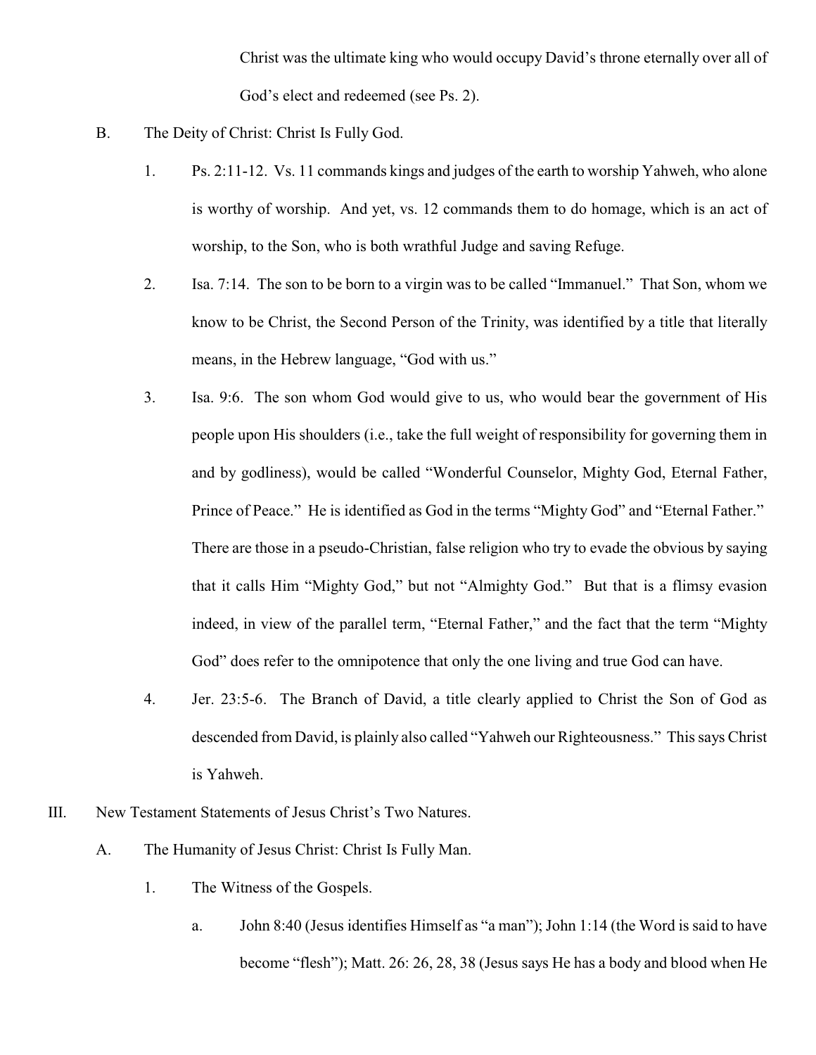Christ was the ultimate king who would occupy David's throne eternally over all of God's elect and redeemed (see Ps. 2).

B. The Deity of Christ: Christ Is Fully God.

1. Ps. 2:11-12. Vs. 11 commands kings and judges of the earth to worship Yahweh, who alone is worthy of worship. And yet, vs. 12 commands them to do homage, which is an act of worship, to the Son, who is both wrathful Judge and saving Refuge.

2. Isa. 7:14. The son to be born to a virgin was to be called "Immanuel." That Son, whom we know to be Christ, the Second Person of the Trinity, was identified by a title that literally means, in the Hebrew language, "God with us."

3. Isa. 9:6. The son whom God would give to us, who would bear the government of His people upon His shoulders (i.e., take the full weight of responsibility for governing them in and by godliness), would be called "Wonderful Counselor, Mighty God, Eternal Father, Prince of Peace." He is identified as God in the terms "Mighty God" and "Eternal Father." There are those in a pseudo-Christian, false religion who try to evade the obvious by saying that it calls Him "Mighty God," but not "Almighty God." But that is a flimsy evasion indeed, in view of the parallel term, "Eternal Father," and the fact that the term "Mighty God" does refer to the omnipotence that only the one living and true God can have.

4. Jer. 23:5-6. The Branch of David, a title clearly applied to Christ the Son of God as descended from David, is plainly also called "Yahweh our Righteousness." This says Christ is Yahweh.

III. New Testament Statements of Jesus Christ's Two Natures.

A. The Humanity of Jesus Christ: Christ Is Fully Man.

1. The Witness of the Gospels.

a. John 8:40 (Jesus identifies Himself as "a man"); John 1:14 (the Word is said to have become "flesh"); Matt. 26: 26, 28, 38 (Jesus says He has a body and blood when He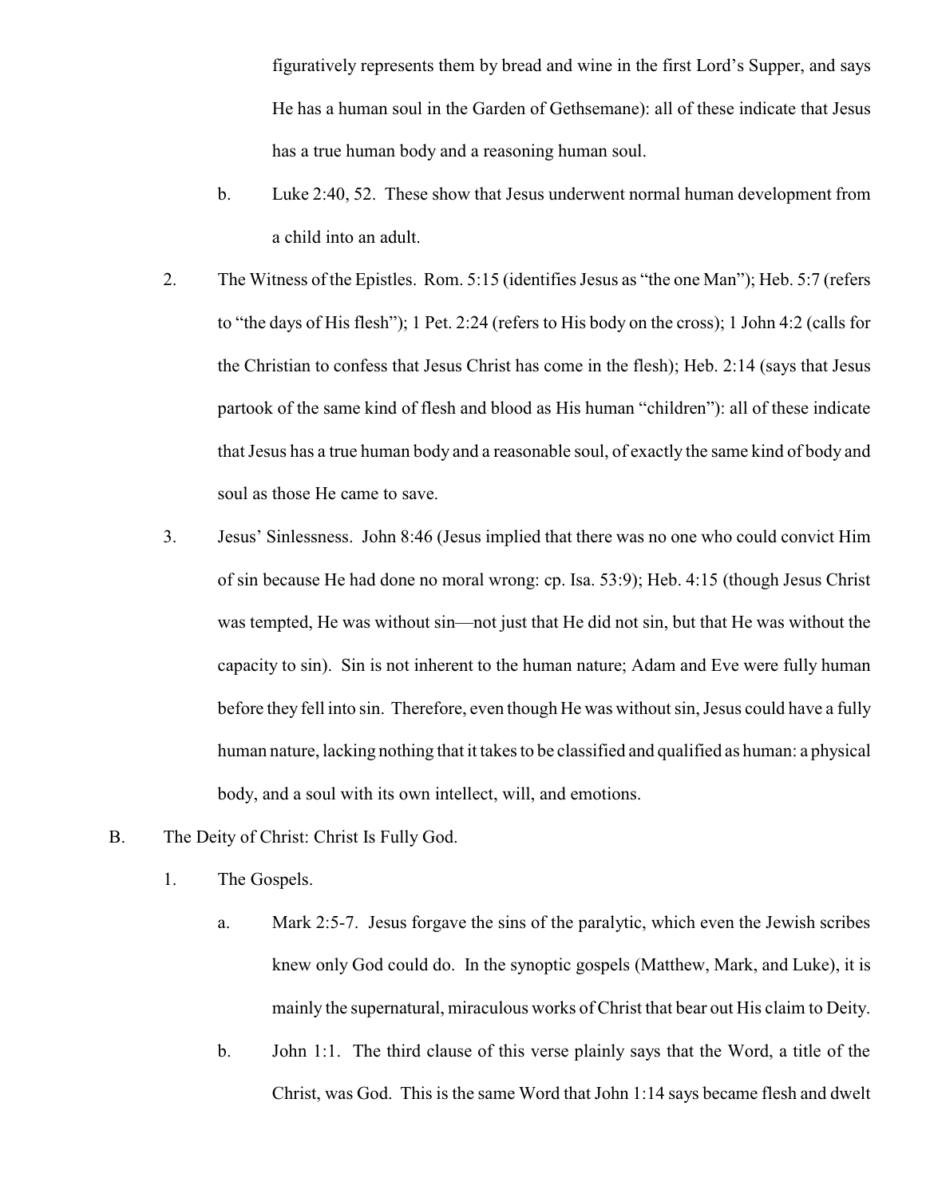figuratively represents them by bread and wine in the first Lord's Supper, and says He has a human soul in the Garden of Gethsemane): all of these indicate that Jesus has a true human body and a reasoning human soul.

   b. Luke 2:40, 52. These show that Jesus underwent normal human development from a child into an adult.

2. The Witness of the Epistles. Rom. 5:15 (identifies Jesus as "the one Man"); Heb. 5:7 (refers to "the days of His flesh"); 1 Pet. 2:24 (refers to His body on the cross); 1 John 4:2 (calls for the Christian to confess that Jesus Christ has come in the flesh); Heb. 2:14 (says that Jesus partook of the same kind of flesh and blood as His human "children"): all of these indicate that Jesus has a true human body and a reasonable soul, of exactly the same kind of body and soul as those He came to save.

3. Jesus' Sinlessness. John 8:46 (Jesus implied that there was no one who could convict Him of sin because He had done no moral wrong: cp. Isa. 53:9); Heb. 4:15 (though Jesus Christ was tempted, He was without sin—not just that He did not sin, but that He was without the capacity to sin). Sin is not inherent to the human nature; Adam and Eve were fully human before they fell into sin. Therefore, even though He was without sin, Jesus could have a fully human nature, lacking nothing that it takes to be classified and qualified as human: a physical body, and a soul with its own intellect, will, and emotions.

B. The Deity of Christ: Christ Is Fully God.

1. The Gospels.

   a. Mark 2:5-7. Jesus forgave the sins of the paralytic, which even the Jewish scribes knew only God could do. In the synoptic gospels (Matthew, Mark, and Luke), it is mainly the supernatural, miraculous works of Christ that bear out His claim to Deity.

   b. John 1:1. The third clause of this verse plainly says that the Word, a title of the Christ, was God. This is the same Word that John 1:14 says became flesh and dwelt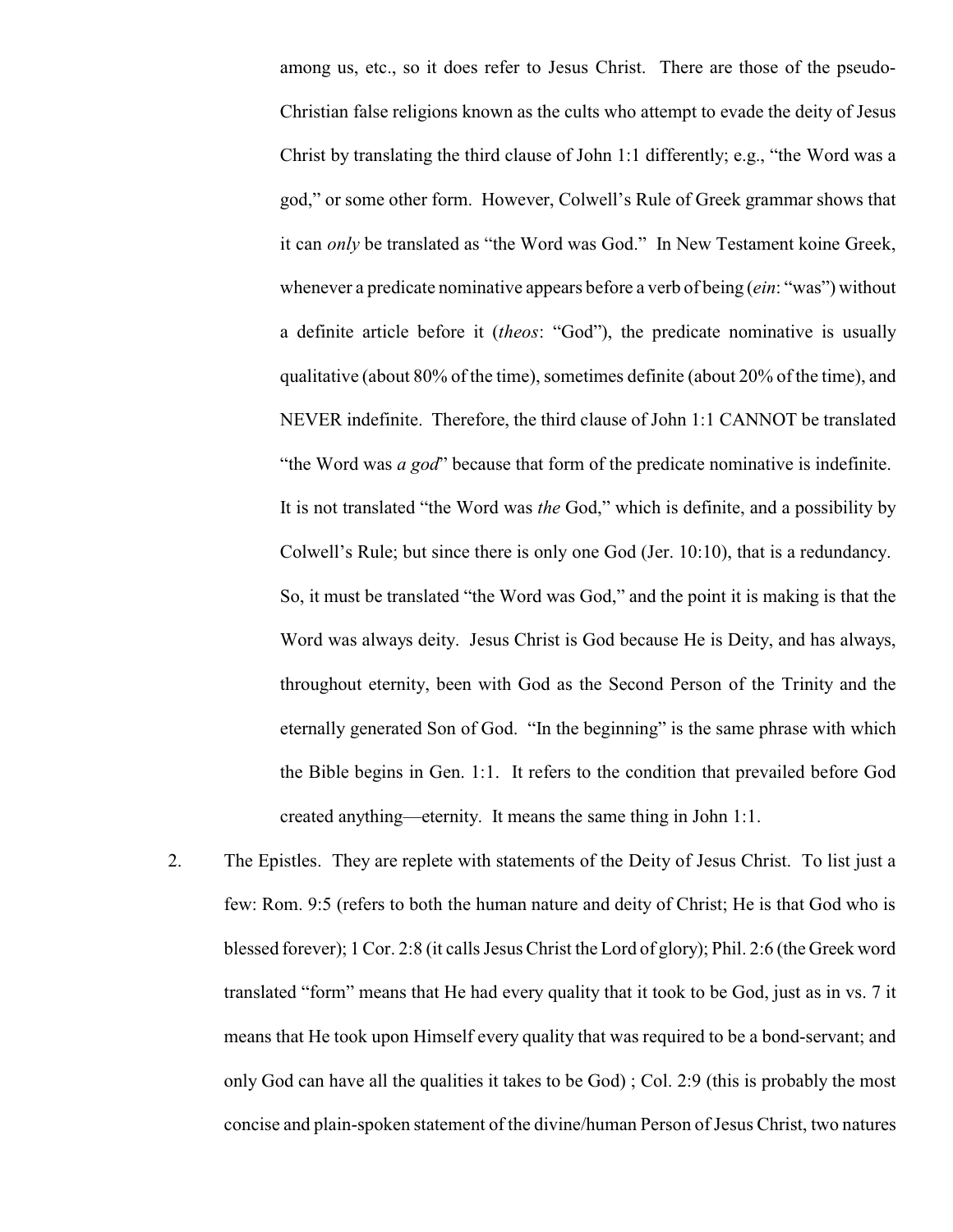among us, etc., so it does refer to Jesus Christ. There are those of the pseudo-Christian false religions known as the cults who attempt to evade the deity of Jesus Christ by translating the third clause of John 1:1 differently; e.g., "the Word was a god," or some other form. However, Colwell's Rule of Greek grammar shows that it can *only* be translated as "the Word was God." In New Testament koine Greek, whenever a predicate nominative appears before a verb of being (*ein*: "was") without a definite article before it (*theos*: "God"), the predicate nominative is usually qualitative (about 80% of the time), sometimes definite (about 20% of the time), and NEVER indefinite. Therefore, the third clause of John 1:1 CANNOT be translated "the Word was *a god*" because that form of the predicate nominative is indefinite. It is not translated "the Word was *the* God," which is definite, and a possibility by Colwell's Rule; but since there is only one God (Jer. 10:10), that is a redundancy. So, it must be translated "the Word was God," and the point it is making is that the Word was always deity. Jesus Christ is God because He is Deity, and has always, throughout eternity, been with God as the Second Person of the Trinity and the eternally generated Son of God. "In the beginning" is the same phrase with which the Bible begins in Gen. 1:1. It refers to the condition that prevailed before God created anything—eternity. It means the same thing in John 1:1.

2. The Epistles. They are replete with statements of the Deity of Jesus Christ. To list just a few: Rom. 9:5 (refers to both the human nature and deity of Christ; He is that God who is blessed forever); 1 Cor. 2:8 (it calls Jesus Christ the Lord of glory); Phil. 2:6 (the Greek word translated "form" means that He had every quality that it took to be God, just as in vs. 7 it means that He took upon Himself every quality that was required to be a bond-servant; and only God can have all the qualities it takes to be God) ; Col. 2:9 (this is probably the most concise and plain-spoken statement of the divine/human Person of Jesus Christ, two natures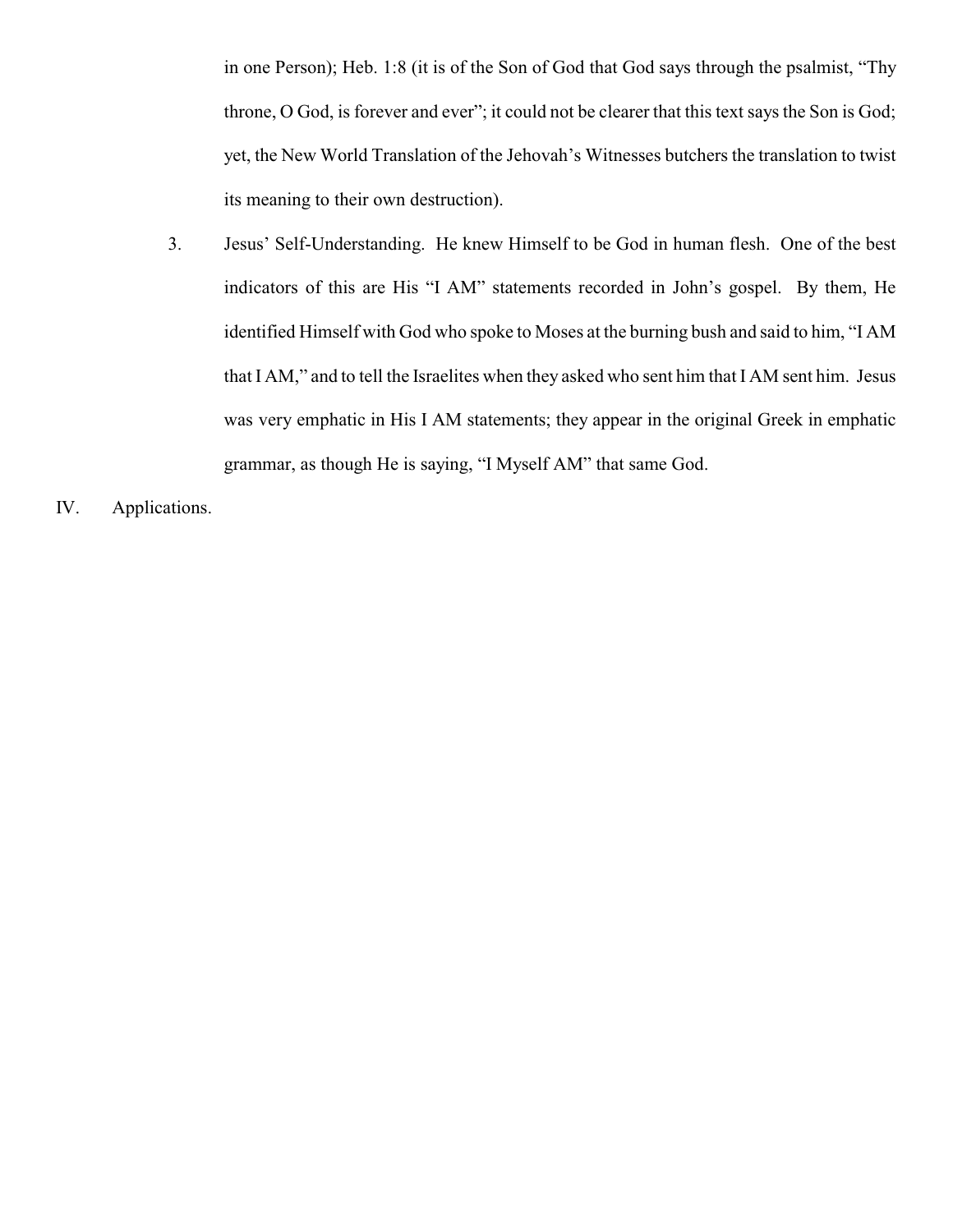in one Person); Heb. 1:8 (it is of the Son of God that God says through the psalmist, "Thy throne, O God, is forever and ever"; it could not be clearer that this text says the Son is God; yet, the New World Translation of the Jehovah's Witnesses butchers the translation to twist its meaning to their own destruction).

3. Jesus' Self-Understanding. He knew Himself to be God in human flesh. One of the best indicators of this are His "I AM" statements recorded in John's gospel. By them, He identified Himself with God who spoke to Moses at the burning bush and said to him, "I AM that I AM," and to tell the Israelites when they asked who sent him that I AM sent him. Jesus was very emphatic in His I AM statements; they appear in the original Greek in emphatic grammar, as though He is saying, "I Myself AM" that same God.

IV. Applications.